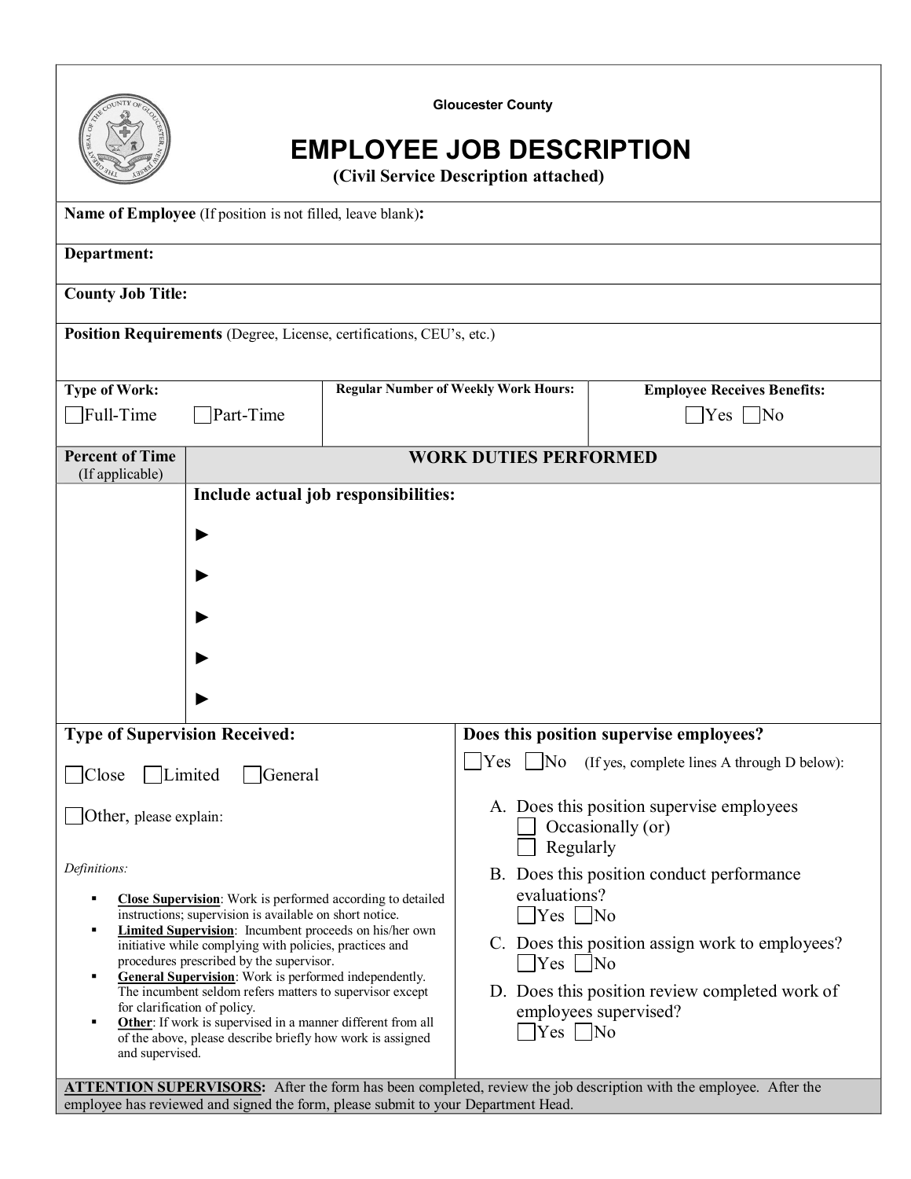Gloucester County

# EMPLOYEE JOB DESCRIPTION

**(Civil Service Description attached)**

**Name of Employee** (If position is not filled, leave blank)**:**

**Department:**

**County Job Title:**

**Position Requirements** (Degree, License, certifications, CEU's, etc.)

| **Type of Work:** | **Regular Number of Weekly Work Hours:** | **Employee Receives Benefits:** |
|---|---|---|
| ☐ Full-Time ☐ Part-Time | | ☐ Yes ☐ No |

| **Percent of Time** (If applicable) | **WORK DUTIES PERFORMED** |
|---|---|
| | **Include actual job responsibilities:** |
| | ► |
| | ► |
| | ► |
| | ► |
| | ► |

**Type of Supervision Received:**

☐ Close ☐ Limited ☐ General

☐ Other, please explain:

*Definitions:*

- **Close Supervision**: Work is performed according to detailed instructions; supervision is available on short notice.
- **Limited Supervision**: Incumbent proceeds on his/her own initiative while complying with policies, practices and procedures prescribed by the supervisor.
- **General Supervision**: Work is performed independently. The incumbent seldom refers matters to supervisor except for clarification of policy.
- **Other**: If work is supervised in a manner different from all of the above, please describe briefly how work is assigned and supervised.

**Does this position supervise employees?**

☐ Yes ☐ No (If yes, complete lines A through D below):

A. Does this position supervise employees
 ☐ Occasionally (or)
 ☐ Regularly

B. Does this position conduct performance evaluations?
 ☐ Yes ☐ No

C. Does this position assign work to employees?
 ☐ Yes ☐ No

D. Does this position review completed work of employees supervised?
 ☐ Yes ☐ No

**ATTENTION SUPERVISORS:** After the form has been completed, review the job description with the employee. After the employee has reviewed and signed the form, please submit to your Department Head.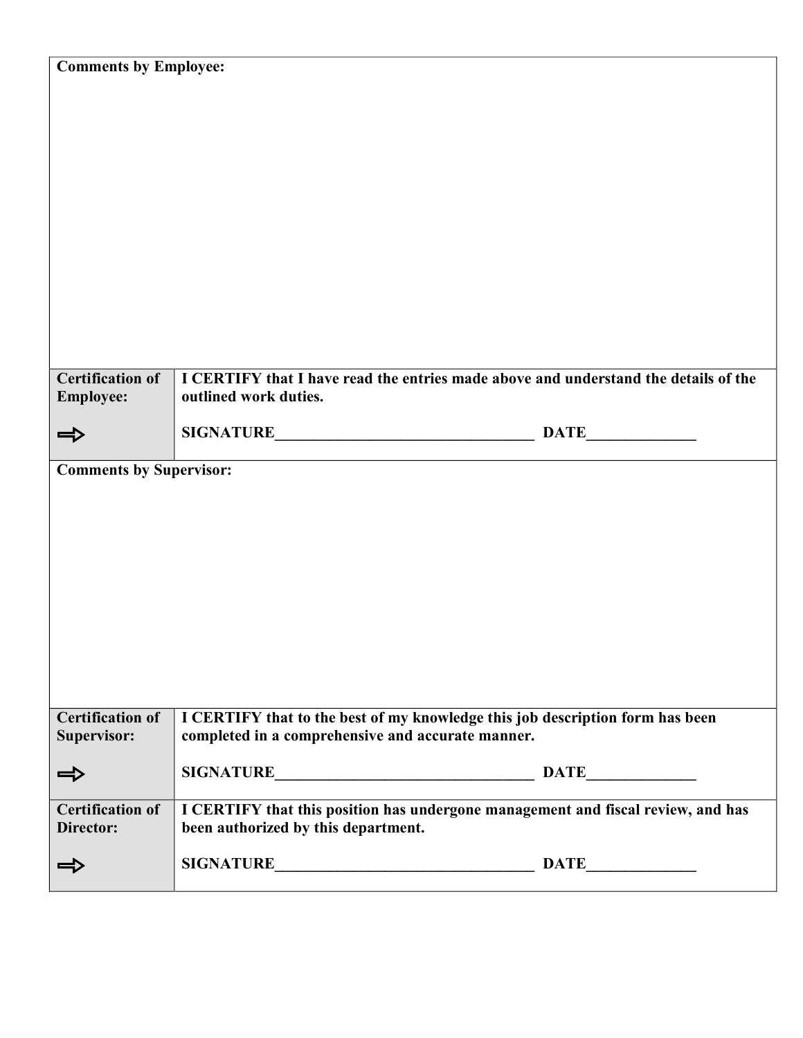**Comments by Employee:**

| | |
|---|---|
| **Certification of Employee:** ⇨ | **I CERTIFY that I have read the entries made above and understand the details of the outlined work duties.** **SIGNATURE________________________________ DATE_____________** |

**Comments by Supervisor:**

| | |
|---|---|
| **Certification of Supervisor:** ⇨ | **I CERTIFY that to the best of my knowledge this job description form has been completed in a comprehensive and accurate manner.** **SIGNATURE________________________________ DATE_____________** |
| **Certification of Director:** ⇨ | **I CERTIFY that this position has undergone management and fiscal review, and has been authorized by this department.** **SIGNATURE________________________________ DATE_____________** |